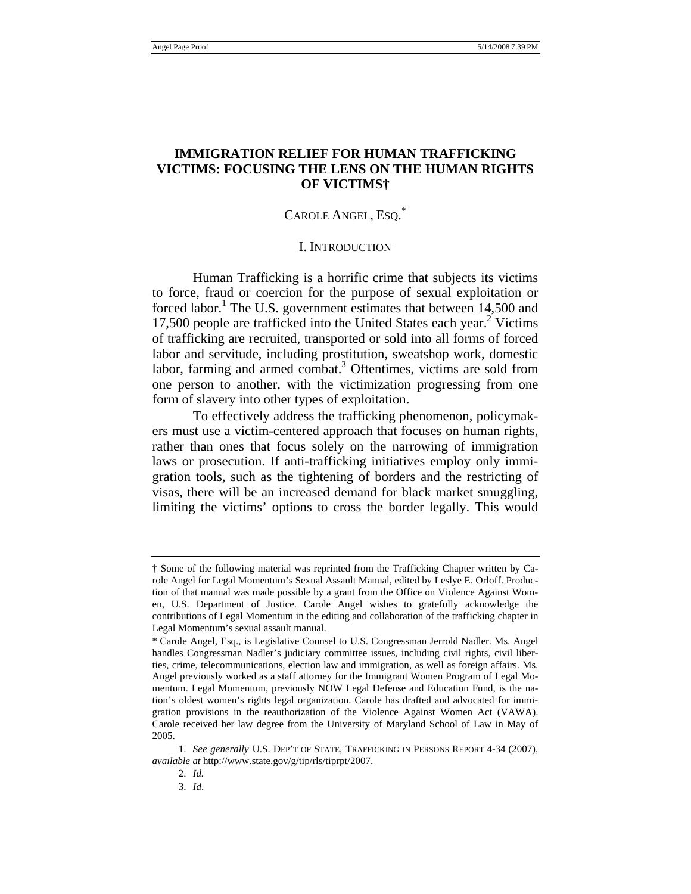# IMMIGRATION RELIEF FOR HUMAN TRAFFICKING VICTIMS: FOCUSING THE LENS ON THE HUMAN RIGHTS OF VICTIMS†

CAROLE ANGEL, ESQ.*

## I. INTRODUCTION

Human Trafficking is a horrific crime that subjects its victims to force, fraud or coercion for the purpose of sexual exploitation or forced labor.[1] The U.S. government estimates that between 14,500 and 17,500 people are trafficked into the United States each year.[2] Victims of trafficking are recruited, transported or sold into all forms of forced labor and servitude, including prostitution, sweatshop work, domestic labor, farming and armed combat.[3] Oftentimes, victims are sold from one person to another, with the victimization progressing from one form of slavery into other types of exploitation.

To effectively address the trafficking phenomenon, policymakers must use a victim-centered approach that focuses on human rights, rather than ones that focus solely on the narrowing of immigration laws or prosecution. If anti-trafficking initiatives employ only immigration tools, such as the tightening of borders and the restricting of visas, there will be an increased demand for black market smuggling, limiting the victims' options to cross the border legally. This would

---

† Some of the following material was reprinted from the Trafficking Chapter written by Carole Angel for Legal Momentum's Sexual Assault Manual, edited by Leslye E. Orloff. Production of that manual was made possible by a grant from the Office on Violence Against Women, U.S. Department of Justice. Carole Angel wishes to gratefully acknowledge the contributions of Legal Momentum in the editing and collaboration of the trafficking chapter in Legal Momentum's sexual assault manual.

\* Carole Angel, Esq., is Legislative Counsel to U.S. Congressman Jerrold Nadler. Ms. Angel handles Congressman Nadler's judiciary committee issues, including civil rights, civil liberties, crime, telecommunications, election law and immigration, as well as foreign affairs. Ms. Angel previously worked as a staff attorney for the Immigrant Women Program of Legal Momentum. Legal Momentum, previously NOW Legal Defense and Education Fund, is the nation's oldest women's rights legal organization. Carole has drafted and advocated for immigration provisions in the reauthorization of the Violence Against Women Act (VAWA). Carole received her law degree from the University of Maryland School of Law in May of 2005.

1. *See generally* U.S. DEP'T OF STATE, TRAFFICKING IN PERSONS REPORT 4-34 (2007), *available at* http://www.state.gov/g/tip/rls/tiprpt/2007.

2. *Id.*

3. *Id*.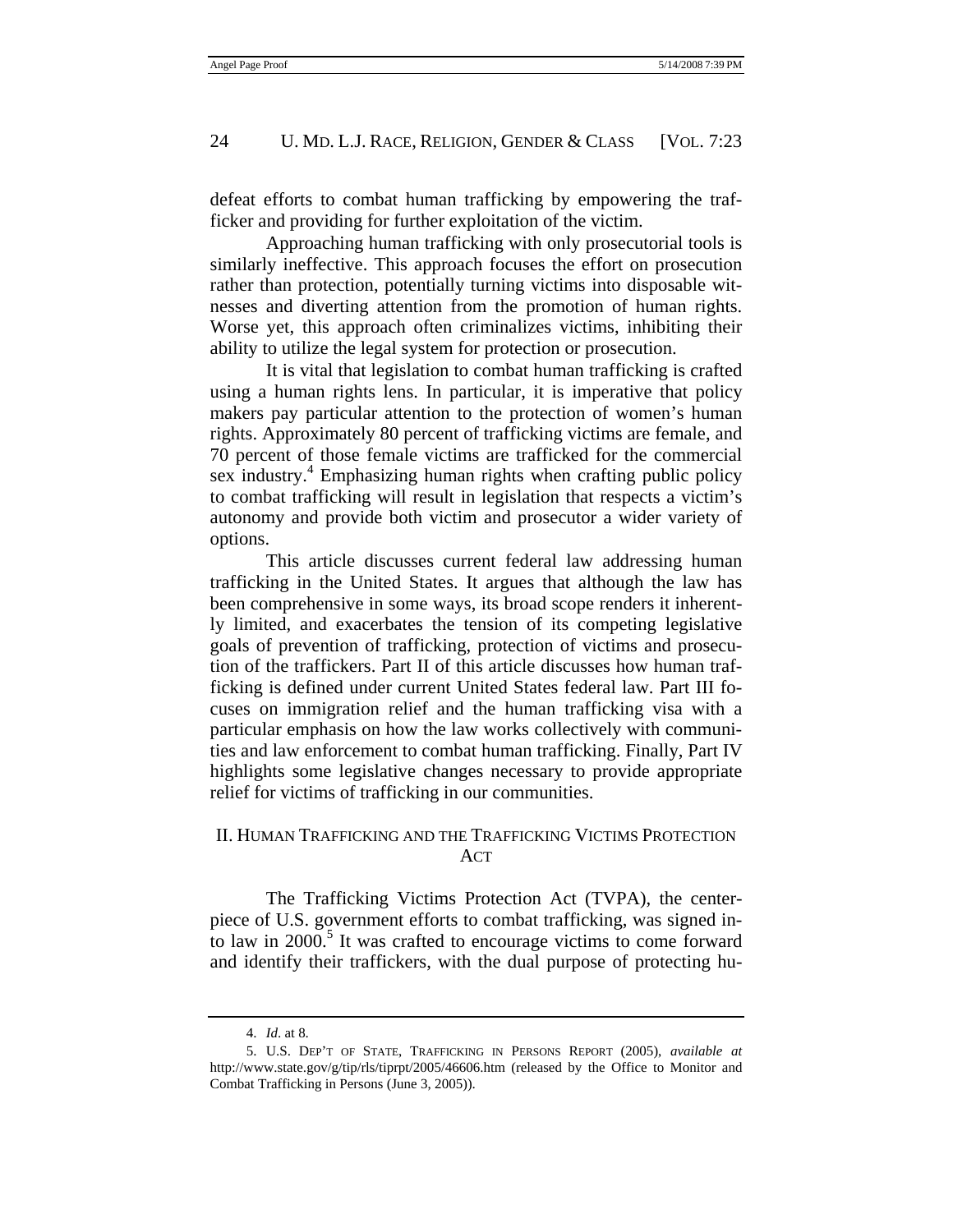defeat efforts to combat human trafficking by empowering the trafficker and providing for further exploitation of the victim.

Approaching human trafficking with only prosecutorial tools is similarly ineffective. This approach focuses the effort on prosecution rather than protection, potentially turning victims into disposable witnesses and diverting attention from the promotion of human rights. Worse yet, this approach often criminalizes victims, inhibiting their ability to utilize the legal system for protection or prosecution.

It is vital that legislation to combat human trafficking is crafted using a human rights lens. In particular, it is imperative that policy makers pay particular attention to the protection of women's human rights. Approximately 80 percent of trafficking victims are female, and 70 percent of those female victims are trafficked for the commercial sex industry.[4] Emphasizing human rights when crafting public policy to combat trafficking will result in legislation that respects a victim's autonomy and provide both victim and prosecutor a wider variety of options.

This article discusses current federal law addressing human trafficking in the United States. It argues that although the law has been comprehensive in some ways, its broad scope renders it inherently limited, and exacerbates the tension of its competing legislative goals of prevention of trafficking, protection of victims and prosecution of the traffickers. Part II of this article discusses how human trafficking is defined under current United States federal law. Part III focuses on immigration relief and the human trafficking visa with a particular emphasis on how the law works collectively with communities and law enforcement to combat human trafficking. Finally, Part IV highlights some legislative changes necessary to provide appropriate relief for victims of trafficking in our communities.

## II. Human Trafficking and the Trafficking Victims Protection Act

The Trafficking Victims Protection Act (TVPA), the centerpiece of U.S. government efforts to combat trafficking, was signed into law in 2000.[5] It was crafted to encourage victims to come forward and identify their traffickers, with the dual purpose of protecting hu-

---

4. *Id*. at 8.

5. U.S. Dep't of State, Trafficking in Persons Report (2005), *available at* http://www.state.gov/g/tip/rls/tiprpt/2005/46606.htm (released by the Office to Monitor and Combat Trafficking in Persons (June 3, 2005)).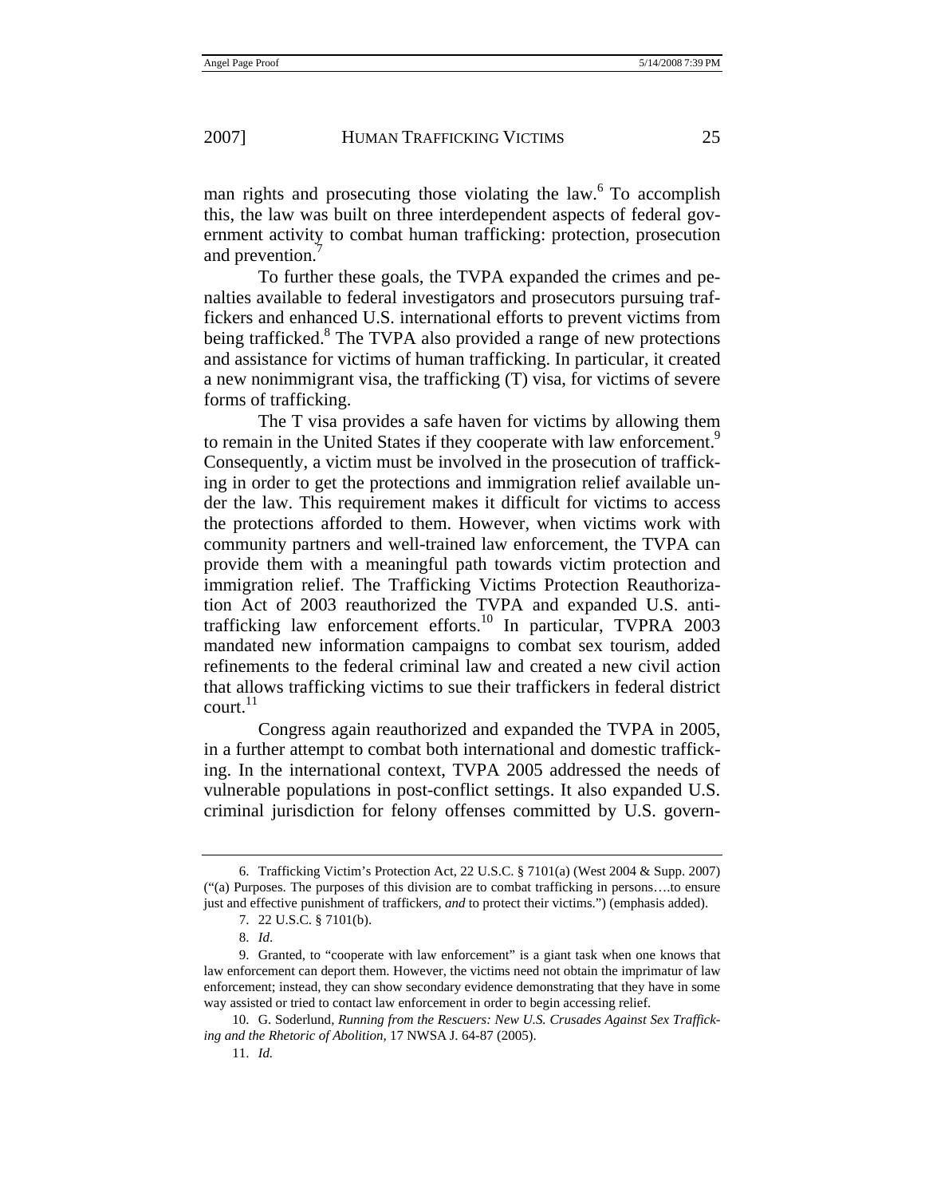man rights and prosecuting those violating the law.[6] To accomplish this, the law was built on three interdependent aspects of federal government activity to combat human trafficking: protection, prosecution and prevention.[7]

To further these goals, the TVPA expanded the crimes and penalties available to federal investigators and prosecutors pursuing traffickers and enhanced U.S. international efforts to prevent victims from being trafficked.[8] The TVPA also provided a range of new protections and assistance for victims of human trafficking. In particular, it created a new nonimmigrant visa, the trafficking (T) visa, for victims of severe forms of trafficking.

The T visa provides a safe haven for victims by allowing them to remain in the United States if they cooperate with law enforcement.[9] Consequently, a victim must be involved in the prosecution of trafficking in order to get the protections and immigration relief available under the law. This requirement makes it difficult for victims to access the protections afforded to them. However, when victims work with community partners and well-trained law enforcement, the TVPA can provide them with a meaningful path towards victim protection and immigration relief. The Trafficking Victims Protection Reauthorization Act of 2003 reauthorized the TVPA and expanded U.S. anti-trafficking law enforcement efforts.[10] In particular, TVPRA 2003 mandated new information campaigns to combat sex tourism, added refinements to the federal criminal law and created a new civil action that allows trafficking victims to sue their traffickers in federal district court.[11]

Congress again reauthorized and expanded the TVPA in 2005, in a further attempt to combat both international and domestic trafficking. In the international context, TVPA 2005 addressed the needs of vulnerable populations in post-conflict settings. It also expanded U.S. criminal jurisdiction for felony offenses committed by U.S. govern-

---

6. Trafficking Victim's Protection Act, 22 U.S.C. § 7101(a) (West 2004 & Supp. 2007) ("(a) Purposes. The purposes of this division are to combat trafficking in persons….to ensure just and effective punishment of traffickers, *and* to protect their victims.") (emphasis added).

7. 22 U.S.C. § 7101(b).

8. *Id*.

9. Granted, to "cooperate with law enforcement" is a giant task when one knows that law enforcement can deport them. However, the victims need not obtain the imprimatur of law enforcement; instead, they can show secondary evidence demonstrating that they have in some way assisted or tried to contact law enforcement in order to begin accessing relief.

10. G. Soderlund, *Running from the Rescuers: New U.S. Crusades Against Sex Trafficking and the Rhetoric of Abolition*, 17 NWSA J. 64-87 (2005).

11. *Id.*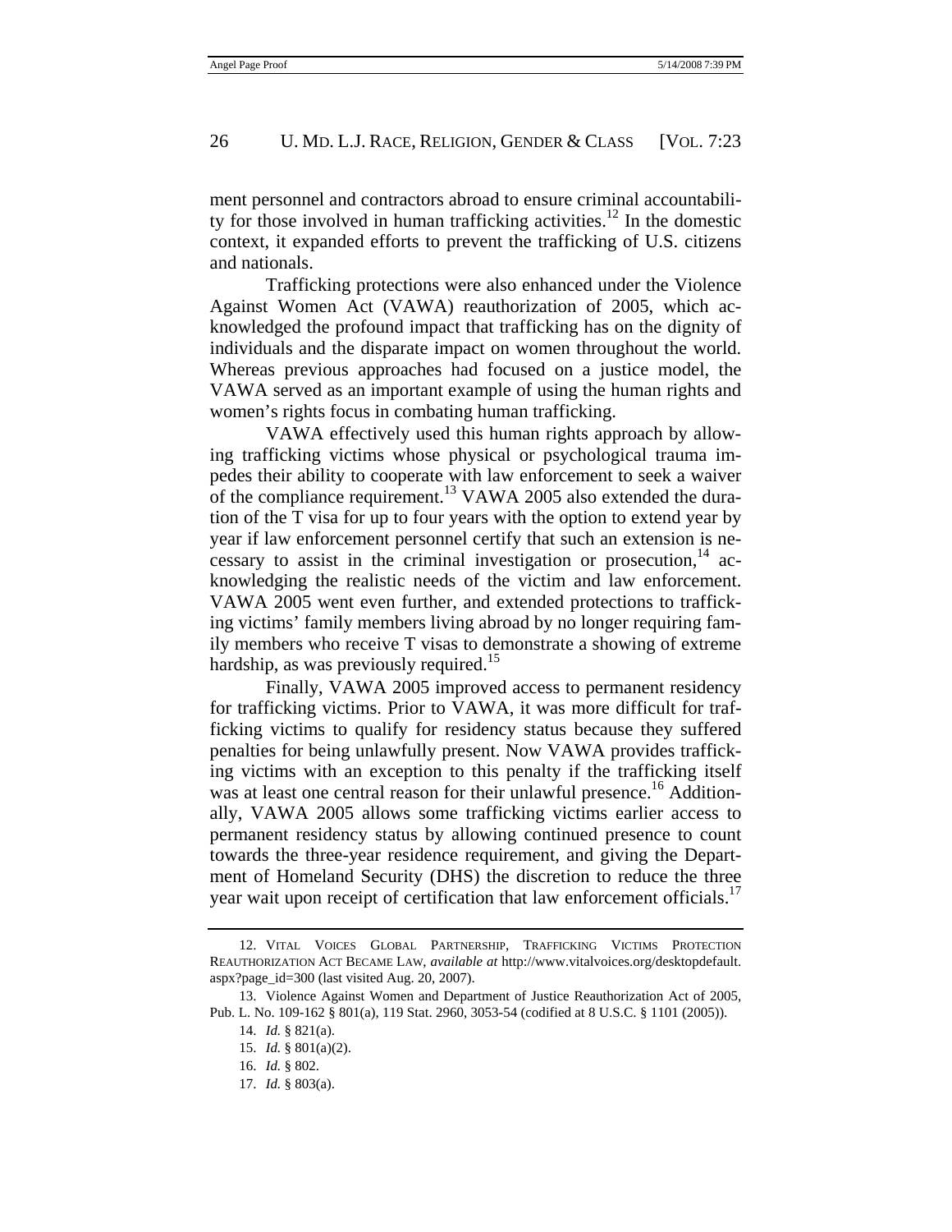ment personnel and contractors abroad to ensure criminal accountability for those involved in human trafficking activities.[12] In the domestic context, it expanded efforts to prevent the trafficking of U.S. citizens and nationals.

Trafficking protections were also enhanced under the Violence Against Women Act (VAWA) reauthorization of 2005, which acknowledged the profound impact that trafficking has on the dignity of individuals and the disparate impact on women throughout the world. Whereas previous approaches had focused on a justice model, the VAWA served as an important example of using the human rights and women's rights focus in combating human trafficking.

VAWA effectively used this human rights approach by allowing trafficking victims whose physical or psychological trauma impedes their ability to cooperate with law enforcement to seek a waiver of the compliance requirement.[13] VAWA 2005 also extended the duration of the T visa for up to four years with the option to extend year by year if law enforcement personnel certify that such an extension is necessary to assist in the criminal investigation or prosecution,[14] acknowledging the realistic needs of the victim and law enforcement. VAWA 2005 went even further, and extended protections to trafficking victims' family members living abroad by no longer requiring family members who receive T visas to demonstrate a showing of extreme hardship, as was previously required.[15]

Finally, VAWA 2005 improved access to permanent residency for trafficking victims. Prior to VAWA, it was more difficult for trafficking victims to qualify for residency status because they suffered penalties for being unlawfully present. Now VAWA provides trafficking victims with an exception to this penalty if the trafficking itself was at least one central reason for their unlawful presence.[16] Additionally, VAWA 2005 allows some trafficking victims earlier access to permanent residency status by allowing continued presence to count towards the three-year residence requirement, and giving the Department of Homeland Security (DHS) the discretion to reduce the three year wait upon receipt of certification that law enforcement officials.[17]

---

12. VITAL VOICES GLOBAL PARTNERSHIP, TRAFFICKING VICTIMS PROTECTION REAUTHORIZATION ACT BECAME LAW, *available at* http://www.vitalvoices.org/desktopdefault.aspx?page_id=300 (last visited Aug. 20, 2007).

13. Violence Against Women and Department of Justice Reauthorization Act of 2005, Pub. L. No. 109-162 § 801(a), 119 Stat. 2960, 3053-54 (codified at 8 U.S.C. § 1101 (2005)).

14. *Id.* § 821(a).

15. *Id.* § 801(a)(2).

16. *Id.* § 802.

17. *Id.* § 803(a).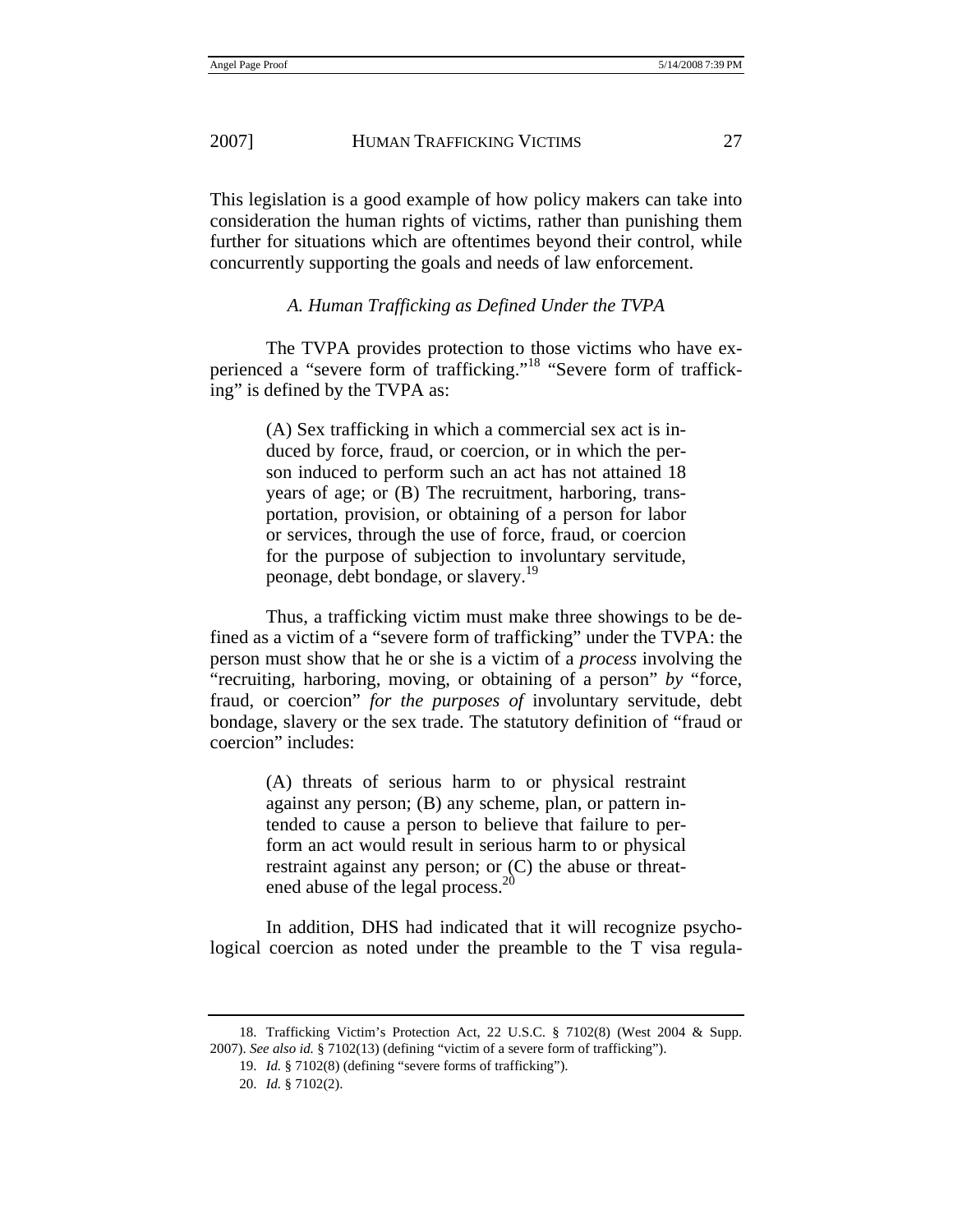This legislation is a good example of how policy makers can take into consideration the human rights of victims, rather than punishing them further for situations which are oftentimes beyond their control, while concurrently supporting the goals and needs of law enforcement.

### *A. Human Trafficking as Defined Under the TVPA*

The TVPA provides protection to those victims who have experienced a "severe form of trafficking."[18] "Severe form of trafficking" is defined by the TVPA as:

> (A) Sex trafficking in which a commercial sex act is induced by force, fraud, or coercion, or in which the person induced to perform such an act has not attained 18 years of age; or (B) The recruitment, harboring, transportation, provision, or obtaining of a person for labor or services, through the use of force, fraud, or coercion for the purpose of subjection to involuntary servitude, peonage, debt bondage, or slavery.[19]

Thus, a trafficking victim must make three showings to be defined as a victim of a "severe form of trafficking" under the TVPA: the person must show that he or she is a victim of a *process* involving the "recruiting, harboring, moving, or obtaining of a person" *by* "force, fraud, or coercion" *for the purposes of* involuntary servitude, debt bondage, slavery or the sex trade. The statutory definition of "fraud or coercion" includes:

> (A) threats of serious harm to or physical restraint against any person; (B) any scheme, plan, or pattern intended to cause a person to believe that failure to perform an act would result in serious harm to or physical restraint against any person; or (C) the abuse or threatened abuse of the legal process.[20]

In addition, DHS had indicated that it will recognize psychological coercion as noted under the preamble to the T visa regula-

---

18. Trafficking Victim's Protection Act, 22 U.S.C. § 7102(8) (West 2004 & Supp. 2007). *See also id.* § 7102(13) (defining "victim of a severe form of trafficking").

19. *Id.* § 7102(8) (defining "severe forms of trafficking").

20. *Id.* § 7102(2).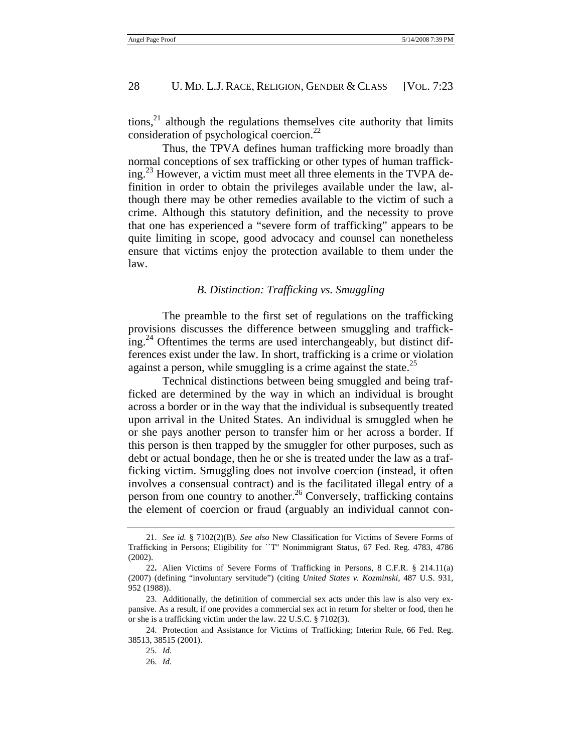tions,[21] although the regulations themselves cite authority that limits consideration of psychological coercion.[22]

Thus, the TPVA defines human trafficking more broadly than normal conceptions of sex trafficking or other types of human trafficking.[23] However, a victim must meet all three elements in the TVPA definition in order to obtain the privileges available under the law, although there may be other remedies available to the victim of such a crime. Although this statutory definition, and the necessity to prove that one has experienced a "severe form of trafficking" appears to be quite limiting in scope, good advocacy and counsel can nonetheless ensure that victims enjoy the protection available to them under the law.

### *B. Distinction: Trafficking vs. Smuggling*

The preamble to the first set of regulations on the trafficking provisions discusses the difference between smuggling and trafficking.[24] Oftentimes the terms are used interchangeably, but distinct differences exist under the law. In short, trafficking is a crime or violation against a person, while smuggling is a crime against the state.[25]

Technical distinctions between being smuggled and being trafficked are determined by the way in which an individual is brought across a border or in the way that the individual is subsequently treated upon arrival in the United States. An individual is smuggled when he or she pays another person to transfer him or her across a border. If this person is then trapped by the smuggler for other purposes, such as debt or actual bondage, then he or she is treated under the law as a trafficking victim. Smuggling does not involve coercion (instead, it often involves a consensual contract) and is the facilitated illegal entry of a person from one country to another.[26] Conversely, trafficking contains the element of coercion or fraud (arguably an individual cannot con-

---

21. *See id.* § 7102(2)(B). *See also* New Classification for Victims of Severe Forms of Trafficking in Persons; Eligibility for ``T'' Nonimmigrant Status, 67 Fed. Reg. 4783, 4786 (2002).

22**.** Alien Victims of Severe Forms of Trafficking in Persons, 8 C.F.R. § 214.11(a) (2007) (defining "involuntary servitude") (citing *United States v. Kozminski*, 487 U.S. 931, 952 (1988)).

23. Additionally, the definition of commercial sex acts under this law is also very expansive. As a result, if one provides a commercial sex act in return for shelter or food, then he or she is a trafficking victim under the law. 22 U.S.C. § 7102(3).

24. Protection and Assistance for Victims of Trafficking; Interim Rule, 66 Fed. Reg. 38513, 38515 (2001).

25. *Id.*

26. *Id.*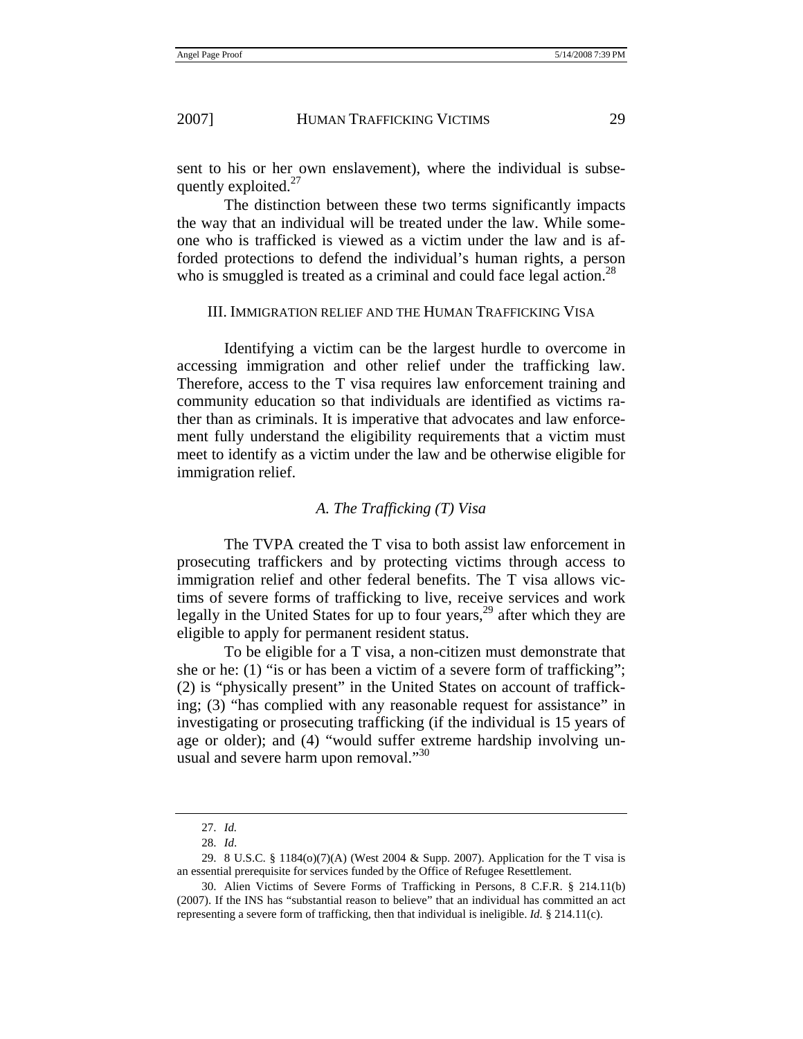sent to his or her own enslavement), where the individual is subsequently exploited.[27]

The distinction between these two terms significantly impacts the way that an individual will be treated under the law. While someone who is trafficked is viewed as a victim under the law and is afforded protections to defend the individual's human rights, a person who is smuggled is treated as a criminal and could face legal action.[28]

## III. Immigration relief and the Human Trafficking Visa

Identifying a victim can be the largest hurdle to overcome in accessing immigration and other relief under the trafficking law. Therefore, access to the T visa requires law enforcement training and community education so that individuals are identified as victims rather than as criminals. It is imperative that advocates and law enforcement fully understand the eligibility requirements that a victim must meet to identify as a victim under the law and be otherwise eligible for immigration relief.

### *A. The Trafficking (T) Visa*

The TVPA created the T visa to both assist law enforcement in prosecuting traffickers and by protecting victims through access to immigration relief and other federal benefits. The T visa allows victims of severe forms of trafficking to live, receive services and work legally in the United States for up to four years,[29] after which they are eligible to apply for permanent resident status.

To be eligible for a T visa, a non-citizen must demonstrate that she or he: (1) "is or has been a victim of a severe form of trafficking"; (2) is "physically present" in the United States on account of trafficking; (3) "has complied with any reasonable request for assistance" in investigating or prosecuting trafficking (if the individual is 15 years of age or older); and (4) "would suffer extreme hardship involving unusual and severe harm upon removal."[30]

---

27. *Id.*

28. *Id*.

29. 8 U.S.C. § 1184(o)(7)(A) (West 2004 & Supp. 2007). Application for the T visa is an essential prerequisite for services funded by the Office of Refugee Resettlement.

30. Alien Victims of Severe Forms of Trafficking in Persons, 8 C.F.R. § 214.11(b) (2007). If the INS has "substantial reason to believe" that an individual has committed an act representing a severe form of trafficking, then that individual is ineligible. *Id.* § 214.11(c).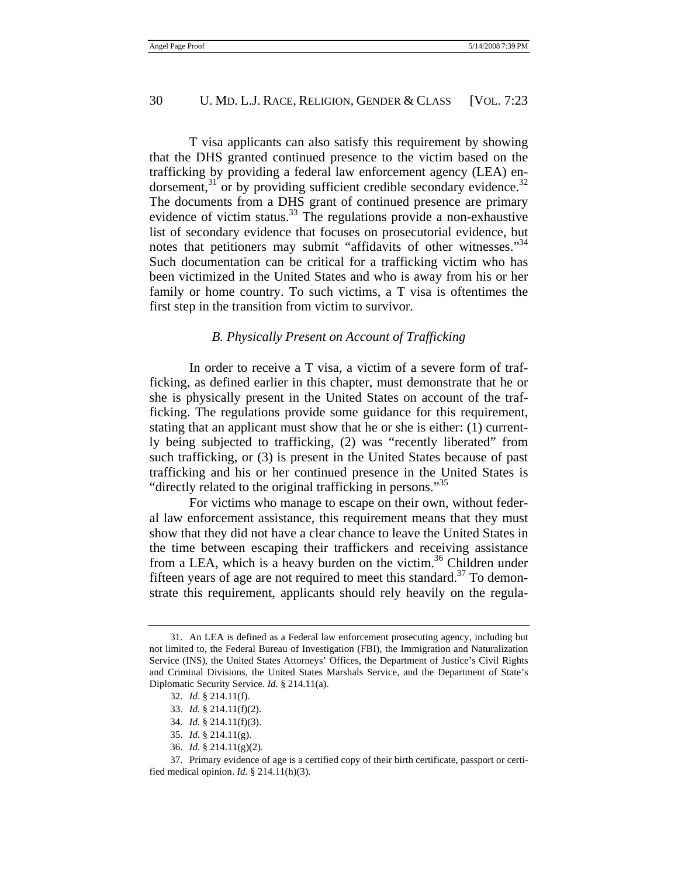T visa applicants can also satisfy this requirement by showing that the DHS granted continued presence to the victim based on the trafficking by providing a federal law enforcement agency (LEA) endorsement,[31] or by providing sufficient credible secondary evidence.[32] The documents from a DHS grant of continued presence are primary evidence of victim status.[33] The regulations provide a non-exhaustive list of secondary evidence that focuses on prosecutorial evidence, but notes that petitioners may submit "affidavits of other witnesses."[34] Such documentation can be critical for a trafficking victim who has been victimized in the United States and who is away from his or her family or home country. To such victims, a T visa is oftentimes the first step in the transition from victim to survivor.

### *B. Physically Present on Account of Trafficking*

In order to receive a T visa, a victim of a severe form of trafficking, as defined earlier in this chapter, must demonstrate that he or she is physically present in the United States on account of the trafficking. The regulations provide some guidance for this requirement, stating that an applicant must show that he or she is either: (1) currently being subjected to trafficking, (2) was "recently liberated" from such trafficking, or (3) is present in the United States because of past trafficking and his or her continued presence in the United States is "directly related to the original trafficking in persons."[35]

For victims who manage to escape on their own, without federal law enforcement assistance, this requirement means that they must show that they did not have a clear chance to leave the United States in the time between escaping their traffickers and receiving assistance from a LEA, which is a heavy burden on the victim.[36] Children under fifteen years of age are not required to meet this standard.[37] To demonstrate this requirement, applicants should rely heavily on the regula-

31. An LEA is defined as a Federal law enforcement prosecuting agency, including but not limited to, the Federal Bureau of Investigation (FBI), the Immigration and Naturalization Service (INS), the United States Attorneys' Offices, the Department of Justice's Civil Rights and Criminal Divisions, the United States Marshals Service, and the Department of State's Diplomatic Security Service. *Id.* § 214.11(a).

32. *Id.* § 214.11(f).

33. *Id.* § 214.11(f)(2).

34. *Id.* § 214.11(f)(3).

35. *Id.* § 214.11(g).

36. *Id.* § 214.11(g)(2).

37. Primary evidence of age is a certified copy of their birth certificate, passport or certified medical opinion. *Id.* § 214.11(h)(3).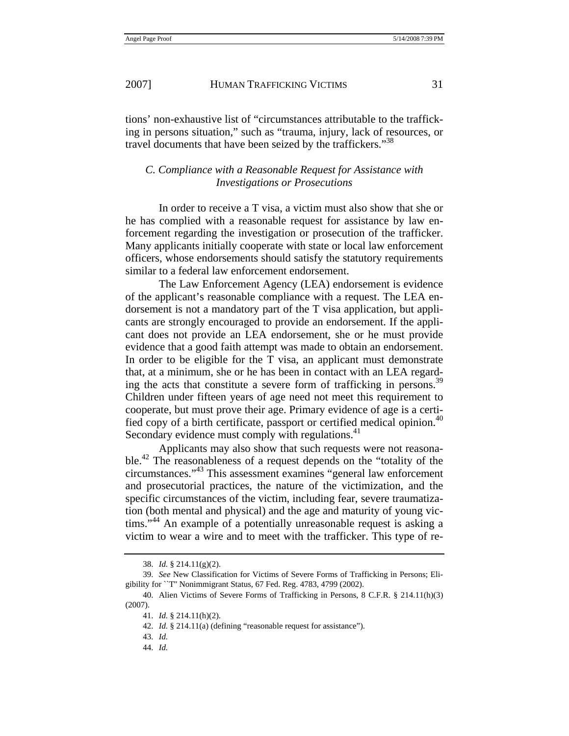tions' non-exhaustive list of "circumstances attributable to the trafficking in persons situation," such as "trauma, injury, lack of resources, or travel documents that have been seized by the traffickers."[38]

### *C. Compliance with a Reasonable Request for Assistance with Investigations or Prosecutions*

In order to receive a T visa, a victim must also show that she or he has complied with a reasonable request for assistance by law enforcement regarding the investigation or prosecution of the trafficker. Many applicants initially cooperate with state or local law enforcement officers, whose endorsements should satisfy the statutory requirements similar to a federal law enforcement endorsement.

The Law Enforcement Agency (LEA) endorsement is evidence of the applicant's reasonable compliance with a request. The LEA endorsement is not a mandatory part of the T visa application, but applicants are strongly encouraged to provide an endorsement. If the applicant does not provide an LEA endorsement, she or he must provide evidence that a good faith attempt was made to obtain an endorsement. In order to be eligible for the T visa, an applicant must demonstrate that, at a minimum, she or he has been in contact with an LEA regarding the acts that constitute a severe form of trafficking in persons.[39] Children under fifteen years of age need not meet this requirement to cooperate, but must prove their age. Primary evidence of age is a certified copy of a birth certificate, passport or certified medical opinion.[40] Secondary evidence must comply with regulations.[41]

Applicants may also show that such requests were not reasonable.[42] The reasonableness of a request depends on the "totality of the circumstances."[43] This assessment examines "general law enforcement and prosecutorial practices, the nature of the victimization, and the specific circumstances of the victim, including fear, severe traumatization (both mental and physical) and the age and maturity of young victims."[44] An example of a potentially unreasonable request is asking a victim to wear a wire and to meet with the trafficker. This type of re-

---

38. *Id.* § 214.11(g)(2).

39. *See* New Classification for Victims of Severe Forms of Trafficking in Persons; Eligibility for ``T'' Nonimmigrant Status, 67 Fed. Reg. 4783, 4799 (2002).

40. Alien Victims of Severe Forms of Trafficking in Persons, 8 C.F.R. § 214.11(h)(3) (2007).

41. *Id.* § 214.11(h)(2).

42. *Id.* § 214.11(a) (defining "reasonable request for assistance").

43. *Id.*

44. *Id.*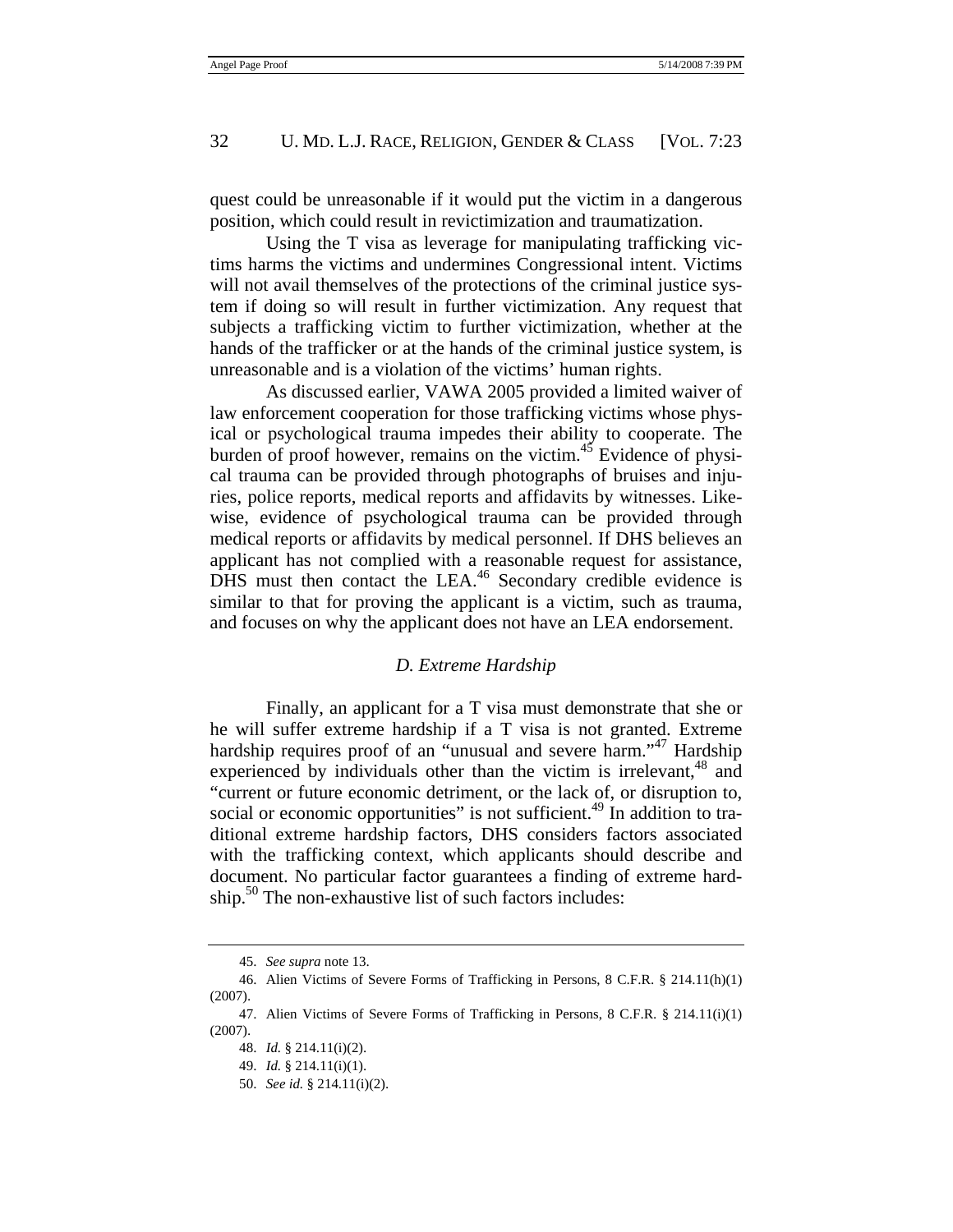quest could be unreasonable if it would put the victim in a dangerous position, which could result in revictimization and traumatization.

Using the T visa as leverage for manipulating trafficking victims harms the victims and undermines Congressional intent. Victims will not avail themselves of the protections of the criminal justice system if doing so will result in further victimization. Any request that subjects a trafficking victim to further victimization, whether at the hands of the trafficker or at the hands of the criminal justice system, is unreasonable and is a violation of the victims' human rights.

As discussed earlier, VAWA 2005 provided a limited waiver of law enforcement cooperation for those trafficking victims whose physical or psychological trauma impedes their ability to cooperate. The burden of proof however, remains on the victim.[45] Evidence of physical trauma can be provided through photographs of bruises and injuries, police reports, medical reports and affidavits by witnesses. Likewise, evidence of psychological trauma can be provided through medical reports or affidavits by medical personnel. If DHS believes an applicant has not complied with a reasonable request for assistance, DHS must then contact the LEA.[46] Secondary credible evidence is similar to that for proving the applicant is a victim, such as trauma, and focuses on why the applicant does not have an LEA endorsement.

### *D. Extreme Hardship*

Finally, an applicant for a T visa must demonstrate that she or he will suffer extreme hardship if a T visa is not granted. Extreme hardship requires proof of an "unusual and severe harm."[47] Hardship experienced by individuals other than the victim is irrelevant,[48] and "current or future economic detriment, or the lack of, or disruption to, social or economic opportunities" is not sufficient.[49] In addition to traditional extreme hardship factors, DHS considers factors associated with the trafficking context, which applicants should describe and document. No particular factor guarantees a finding of extreme hardship.[50] The non-exhaustive list of such factors includes:

---

45. *See supra* note 13.

46. Alien Victims of Severe Forms of Trafficking in Persons, 8 C.F.R. § 214.11(h)(1) (2007).

47. Alien Victims of Severe Forms of Trafficking in Persons, 8 C.F.R. § 214.11(i)(1) (2007).

48. *Id.* § 214.11(i)(2).

49. *Id.* § 214.11(i)(1).

50. *See id.* § 214.11(i)(2).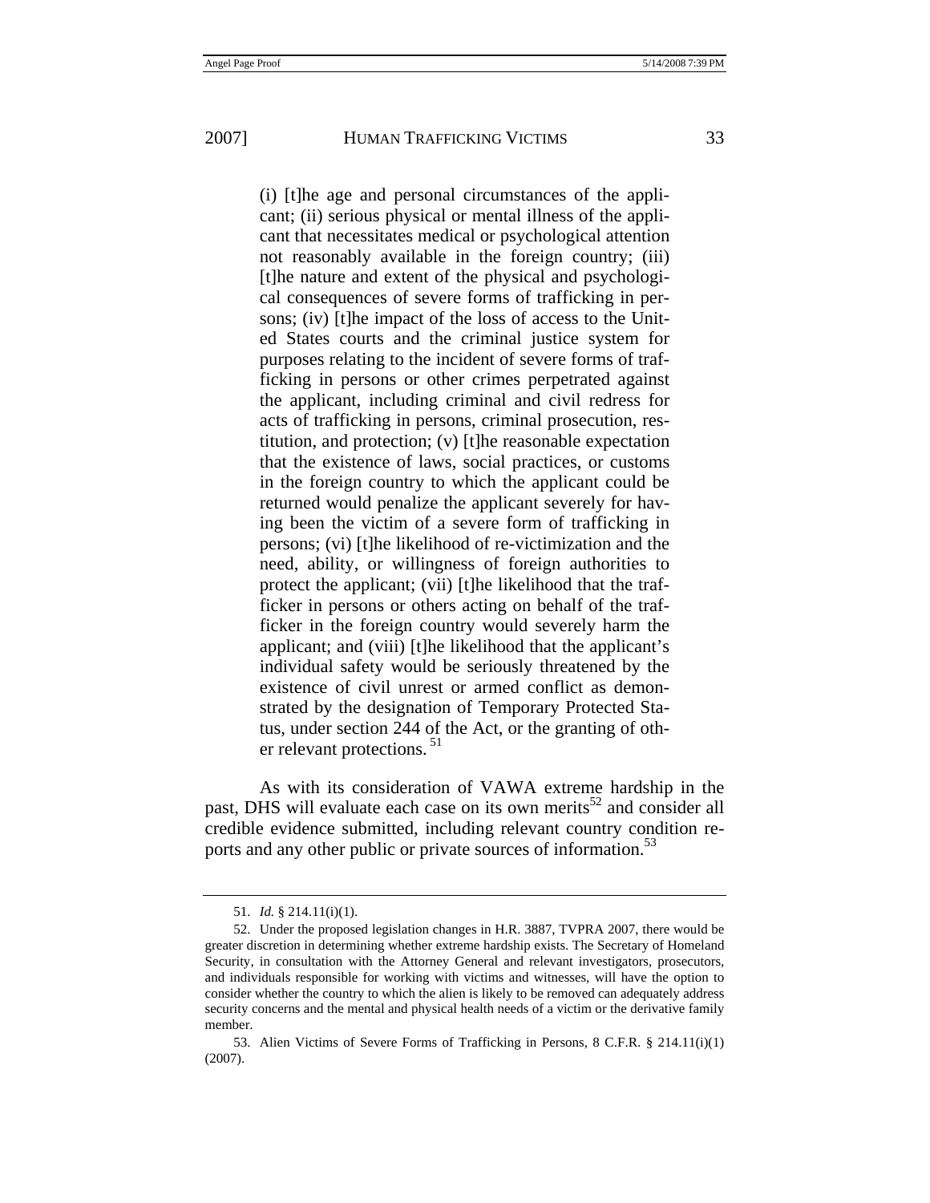> (i) [t]he age and personal circumstances of the applicant; (ii) serious physical or mental illness of the applicant that necessitates medical or psychological attention not reasonably available in the foreign country; (iii) [t]he nature and extent of the physical and psychological consequences of severe forms of trafficking in persons; (iv) [t]he impact of the loss of access to the United States courts and the criminal justice system for purposes relating to the incident of severe forms of trafficking in persons or other crimes perpetrated against the applicant, including criminal and civil redress for acts of trafficking in persons, criminal prosecution, restitution, and protection; (v) [t]he reasonable expectation that the existence of laws, social practices, or customs in the foreign country to which the applicant could be returned would penalize the applicant severely for having been the victim of a severe form of trafficking in persons; (vi) [t]he likelihood of re-victimization and the need, ability, or willingness of foreign authorities to protect the applicant; (vii) [t]he likelihood that the trafficker in persons or others acting on behalf of the trafficker in the foreign country would severely harm the applicant; and (viii) [t]he likelihood that the applicant's individual safety would be seriously threatened by the existence of civil unrest or armed conflict as demonstrated by the designation of Temporary Protected Status, under section 244 of the Act, or the granting of other relevant protections.[51]

As with its consideration of VAWA extreme hardship in the past, DHS will evaluate each case on its own merits[52] and consider all credible evidence submitted, including relevant country condition reports and any other public or private sources of information.[53]

---

51. *Id.* § 214.11(i)(1).

52. Under the proposed legislation changes in H.R. 3887, TVPRA 2007, there would be greater discretion in determining whether extreme hardship exists. The Secretary of Homeland Security, in consultation with the Attorney General and relevant investigators, prosecutors, and individuals responsible for working with victims and witnesses, will have the option to consider whether the country to which the alien is likely to be removed can adequately address security concerns and the mental and physical health needs of a victim or the derivative family member.

53. Alien Victims of Severe Forms of Trafficking in Persons, 8 C.F.R. § 214.11(i)(1) (2007).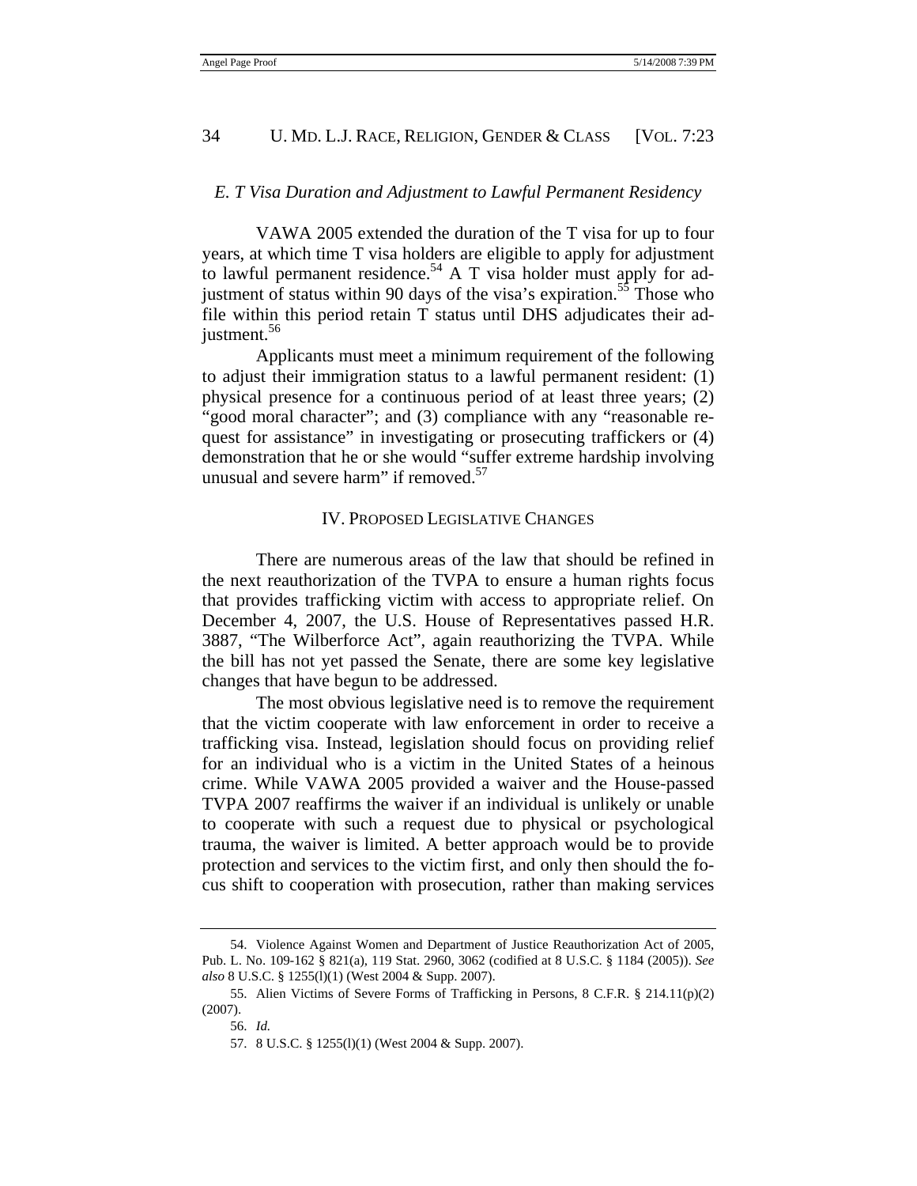### *E. T Visa Duration and Adjustment to Lawful Permanent Residency*

VAWA 2005 extended the duration of the T visa for up to four years, at which time T visa holders are eligible to apply for adjustment to lawful permanent residence.[54] A T visa holder must apply for adjustment of status within 90 days of the visa's expiration.[55] Those who file within this period retain T status until DHS adjudicates their adjustment.[56]

Applicants must meet a minimum requirement of the following to adjust their immigration status to a lawful permanent resident: (1) physical presence for a continuous period of at least three years; (2) "good moral character"; and (3) compliance with any "reasonable request for assistance" in investigating or prosecuting traffickers or (4) demonstration that he or she would "suffer extreme hardship involving unusual and severe harm" if removed.[57]

## IV. PROPOSED LEGISLATIVE CHANGES

There are numerous areas of the law that should be refined in the next reauthorization of the TVPA to ensure a human rights focus that provides trafficking victim with access to appropriate relief. On December 4, 2007, the U.S. House of Representatives passed H.R. 3887, "The Wilberforce Act", again reauthorizing the TVPA. While the bill has not yet passed the Senate, there are some key legislative changes that have begun to be addressed.

The most obvious legislative need is to remove the requirement that the victim cooperate with law enforcement in order to receive a trafficking visa. Instead, legislation should focus on providing relief for an individual who is a victim in the United States of a heinous crime. While VAWA 2005 provided a waiver and the House-passed TVPA 2007 reaffirms the waiver if an individual is unlikely or unable to cooperate with such a request due to physical or psychological trauma, the waiver is limited. A better approach would be to provide protection and services to the victim first, and only then should the focus shift to cooperation with prosecution, rather than making services

---

54. Violence Against Women and Department of Justice Reauthorization Act of 2005, Pub. L. No. 109-162 § 821(a), 119 Stat. 2960, 3062 (codified at 8 U.S.C. § 1184 (2005)). *See also* 8 U.S.C. § 1255(l)(1) (West 2004 & Supp. 2007).

55. Alien Victims of Severe Forms of Trafficking in Persons, 8 C.F.R. § 214.11(p)(2) (2007).

56. *Id.*

57. 8 U.S.C. § 1255(l)(1) (West 2004 & Supp. 2007).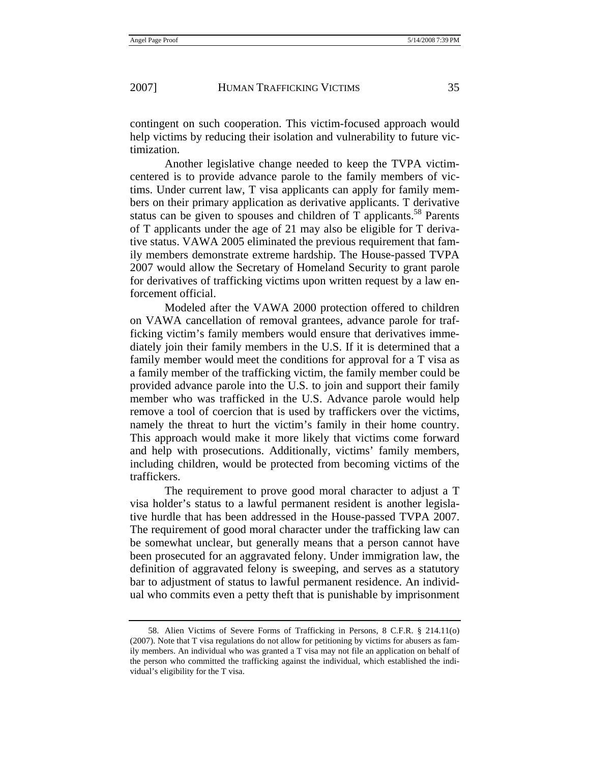contingent on such cooperation. This victim-focused approach would help victims by reducing their isolation and vulnerability to future victimization.

Another legislative change needed to keep the TVPA victim-centered is to provide advance parole to the family members of victims. Under current law, T visa applicants can apply for family members on their primary application as derivative applicants. T derivative status can be given to spouses and children of T applicants.[58] Parents of T applicants under the age of 21 may also be eligible for T derivative status. VAWA 2005 eliminated the previous requirement that family members demonstrate extreme hardship. The House-passed TVPA 2007 would allow the Secretary of Homeland Security to grant parole for derivatives of trafficking victims upon written request by a law enforcement official.

Modeled after the VAWA 2000 protection offered to children on VAWA cancellation of removal grantees, advance parole for trafficking victim's family members would ensure that derivatives immediately join their family members in the U.S. If it is determined that a family member would meet the conditions for approval for a T visa as a family member of the trafficking victim, the family member could be provided advance parole into the U.S. to join and support their family member who was trafficked in the U.S. Advance parole would help remove a tool of coercion that is used by traffickers over the victims, namely the threat to hurt the victim's family in their home country. This approach would make it more likely that victims come forward and help with prosecutions. Additionally, victims' family members, including children, would be protected from becoming victims of the traffickers.

The requirement to prove good moral character to adjust a T visa holder's status to a lawful permanent resident is another legislative hurdle that has been addressed in the House-passed TVPA 2007. The requirement of good moral character under the trafficking law can be somewhat unclear, but generally means that a person cannot have been prosecuted for an aggravated felony. Under immigration law, the definition of aggravated felony is sweeping, and serves as a statutory bar to adjustment of status to lawful permanent residence. An individual who commits even a petty theft that is punishable by imprisonment

---

58. Alien Victims of Severe Forms of Trafficking in Persons, 8 C.F.R. § 214.11(o) (2007). Note that T visa regulations do not allow for petitioning by victims for abusers as family members. An individual who was granted a T visa may not file an application on behalf of the person who committed the trafficking against the individual, which established the individual's eligibility for the T visa.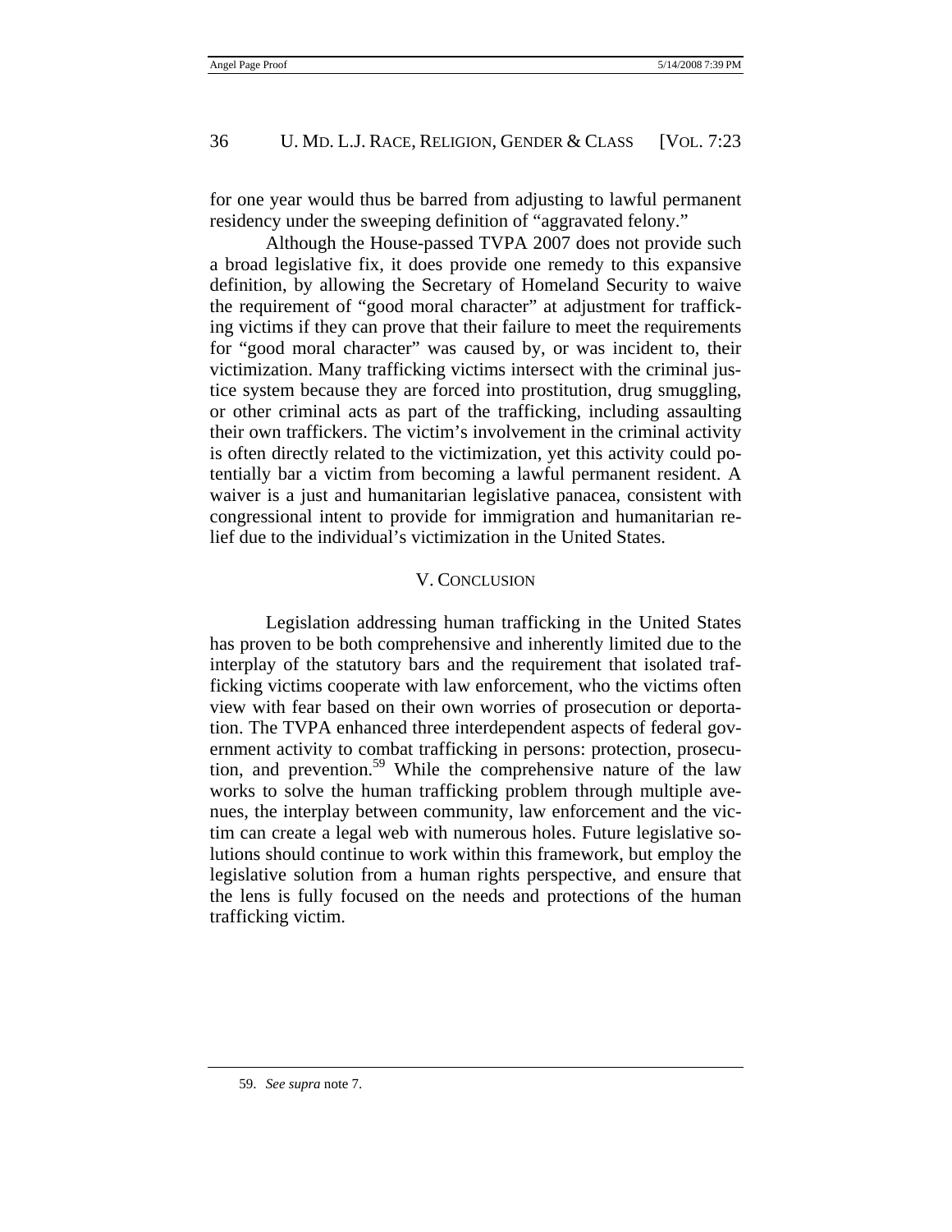for one year would thus be barred from adjusting to lawful permanent residency under the sweeping definition of "aggravated felony."

Although the House-passed TVPA 2007 does not provide such a broad legislative fix, it does provide one remedy to this expansive definition, by allowing the Secretary of Homeland Security to waive the requirement of "good moral character" at adjustment for trafficking victims if they can prove that their failure to meet the requirements for "good moral character" was caused by, or was incident to, their victimization. Many trafficking victims intersect with the criminal justice system because they are forced into prostitution, drug smuggling, or other criminal acts as part of the trafficking, including assaulting their own traffickers. The victim's involvement in the criminal activity is often directly related to the victimization, yet this activity could potentially bar a victim from becoming a lawful permanent resident. A waiver is a just and humanitarian legislative panacea, consistent with congressional intent to provide for immigration and humanitarian relief due to the individual's victimization in the United States.

## V. CONCLUSION

Legislation addressing human trafficking in the United States has proven to be both comprehensive and inherently limited due to the interplay of the statutory bars and the requirement that isolated trafficking victims cooperate with law enforcement, who the victims often view with fear based on their own worries of prosecution or deportation. The TVPA enhanced three interdependent aspects of federal government activity to combat trafficking in persons: protection, prosecution, and prevention.[59] While the comprehensive nature of the law works to solve the human trafficking problem through multiple avenues, the interplay between community, law enforcement and the victim can create a legal web with numerous holes. Future legislative solutions should continue to work within this framework, but employ the legislative solution from a human rights perspective, and ensure that the lens is fully focused on the needs and protections of the human trafficking victim.

59. *See supra* note 7.